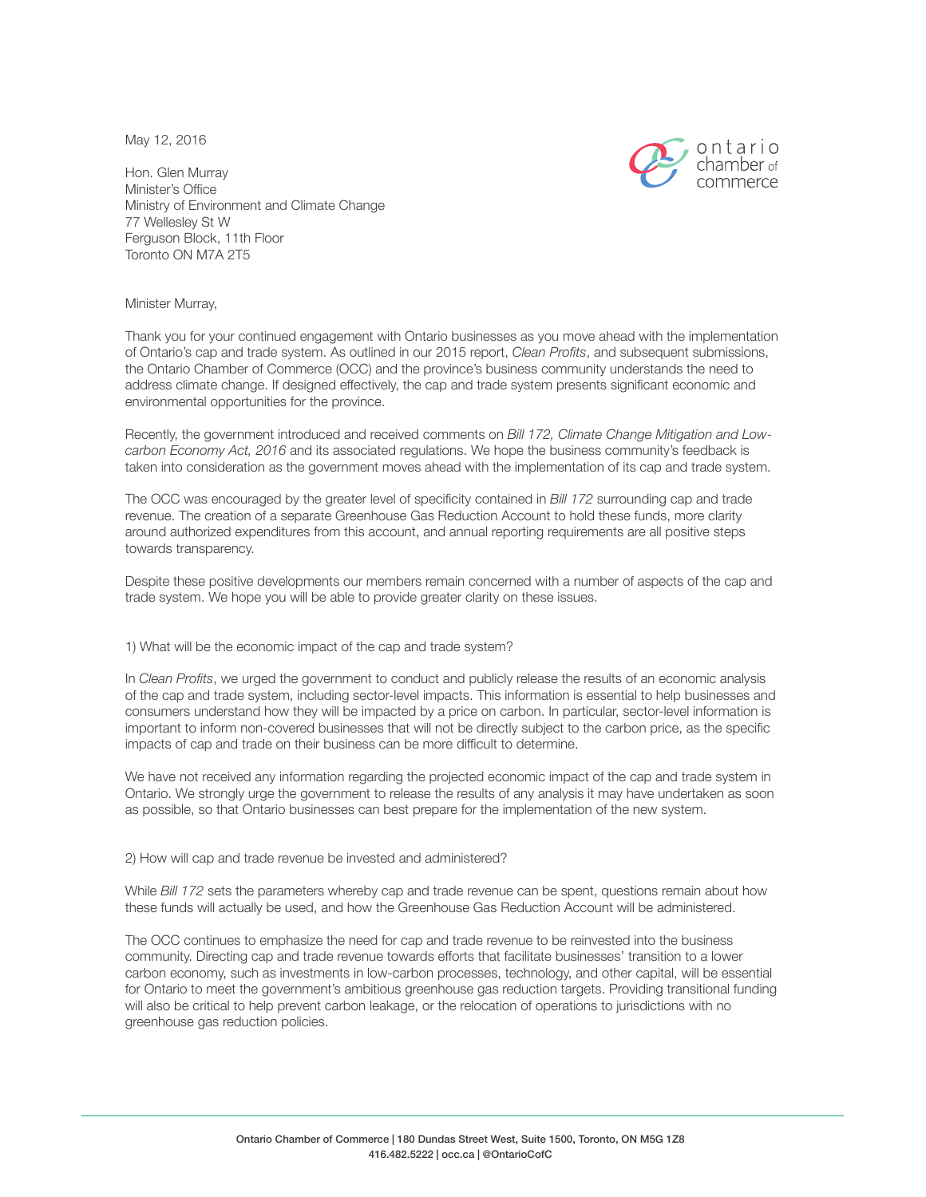May 12, 2016

Hon. Glen Murray
Minister's Office
Ministry of Environment and Climate Change
77 Wellesley St W
Ferguson Block, 11th Floor
Toronto ON M7A 2T5

Minister Murray,

Thank you for your continued engagement with Ontario businesses as you move ahead with the implementation of Ontario's cap and trade system. As outlined in our 2015 report, *Clean Profits*, and subsequent submissions, the Ontario Chamber of Commerce (OCC) and the province's business community understands the need to address climate change. If designed effectively, the cap and trade system presents significant economic and environmental opportunities for the province.

Recently, the government introduced and received comments on *Bill 172, Climate Change Mitigation and Low-carbon Economy Act, 2016* and its associated regulations. We hope the business community's feedback is taken into consideration as the government moves ahead with the implementation of its cap and trade system.

The OCC was encouraged by the greater level of specificity contained in *Bill 172* surrounding cap and trade revenue. The creation of a separate Greenhouse Gas Reduction Account to hold these funds, more clarity around authorized expenditures from this account, and annual reporting requirements are all positive steps towards transparency.

Despite these positive developments our members remain concerned with a number of aspects of the cap and trade system. We hope you will be able to provide greater clarity on these issues.

1) What will be the economic impact of the cap and trade system?

In *Clean Profits*, we urged the government to conduct and publicly release the results of an economic analysis of the cap and trade system, including sector-level impacts. This information is essential to help businesses and consumers understand how they will be impacted by a price on carbon. In particular, sector-level information is important to inform non-covered businesses that will not be directly subject to the carbon price, as the specific impacts of cap and trade on their business can be more difficult to determine.

We have not received any information regarding the projected economic impact of the cap and trade system in Ontario. We strongly urge the government to release the results of any analysis it may have undertaken as soon as possible, so that Ontario businesses can best prepare for the implementation of the new system.

2) How will cap and trade revenue be invested and administered?

While *Bill 172* sets the parameters whereby cap and trade revenue can be spent, questions remain about how these funds will actually be used, and how the Greenhouse Gas Reduction Account will be administered.

The OCC continues to emphasize the need for cap and trade revenue to be reinvested into the business community. Directing cap and trade revenue towards efforts that facilitate businesses' transition to a lower carbon economy, such as investments in low-carbon processes, technology, and other capital, will be essential for Ontario to meet the government's ambitious greenhouse gas reduction targets. Providing transitional funding will also be critical to help prevent carbon leakage, or the relocation of operations to jurisdictions with no greenhouse gas reduction policies.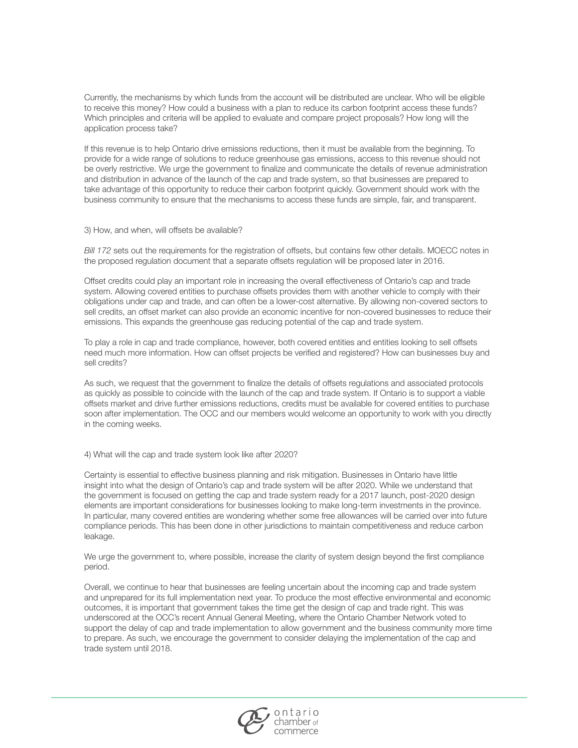Currently, the mechanisms by which funds from the account will be distributed are unclear. Who will be eligible to receive this money? How could a business with a plan to reduce its carbon footprint access these funds? Which principles and criteria will be applied to evaluate and compare project proposals? How long will the application process take?

If this revenue is to help Ontario drive emissions reductions, then it must be available from the beginning. To provide for a wide range of solutions to reduce greenhouse gas emissions, access to this revenue should not be overly restrictive. We urge the government to finalize and communicate the details of revenue administration and distribution in advance of the launch of the cap and trade system, so that businesses are prepared to take advantage of this opportunity to reduce their carbon footprint quickly. Government should work with the business community to ensure that the mechanisms to access these funds are simple, fair, and transparent.

3) How, and when, will offsets be available?

*Bill 172* sets out the requirements for the registration of offsets, but contains few other details. MOECC notes in the proposed regulation document that a separate offsets regulation will be proposed later in 2016.

Offset credits could play an important role in increasing the overall effectiveness of Ontario's cap and trade system. Allowing covered entities to purchase offsets provides them with another vehicle to comply with their obligations under cap and trade, and can often be a lower-cost alternative. By allowing non-covered sectors to sell credits, an offset market can also provide an economic incentive for non-covered businesses to reduce their emissions. This expands the greenhouse gas reducing potential of the cap and trade system.

To play a role in cap and trade compliance, however, both covered entities and entities looking to sell offsets need much more information. How can offset projects be verified and registered? How can businesses buy and sell credits?

As such, we request that the government to finalize the details of offsets regulations and associated protocols as quickly as possible to coincide with the launch of the cap and trade system. If Ontario is to support a viable offsets market and drive further emissions reductions, credits must be available for covered entities to purchase soon after implementation. The OCC and our members would welcome an opportunity to work with you directly in the coming weeks.

4) What will the cap and trade system look like after 2020?

Certainty is essential to effective business planning and risk mitigation. Businesses in Ontario have little insight into what the design of Ontario's cap and trade system will be after 2020. While we understand that the government is focused on getting the cap and trade system ready for a 2017 launch, post-2020 design elements are important considerations for businesses looking to make long-term investments in the province. In particular, many covered entities are wondering whether some free allowances will be carried over into future compliance periods. This has been done in other jurisdictions to maintain competitiveness and reduce carbon leakage.

We urge the government to, where possible, increase the clarity of system design beyond the first compliance period.

Overall, we continue to hear that businesses are feeling uncertain about the incoming cap and trade system and unprepared for its full implementation next year. To produce the most effective environmental and economic outcomes, it is important that government takes the time get the design of cap and trade right. This was underscored at the OCC's recent Annual General Meeting, where the Ontario Chamber Network voted to support the delay of cap and trade implementation to allow government and the business community more time to prepare. As such, we encourage the government to consider delaying the implementation of the cap and trade system until 2018.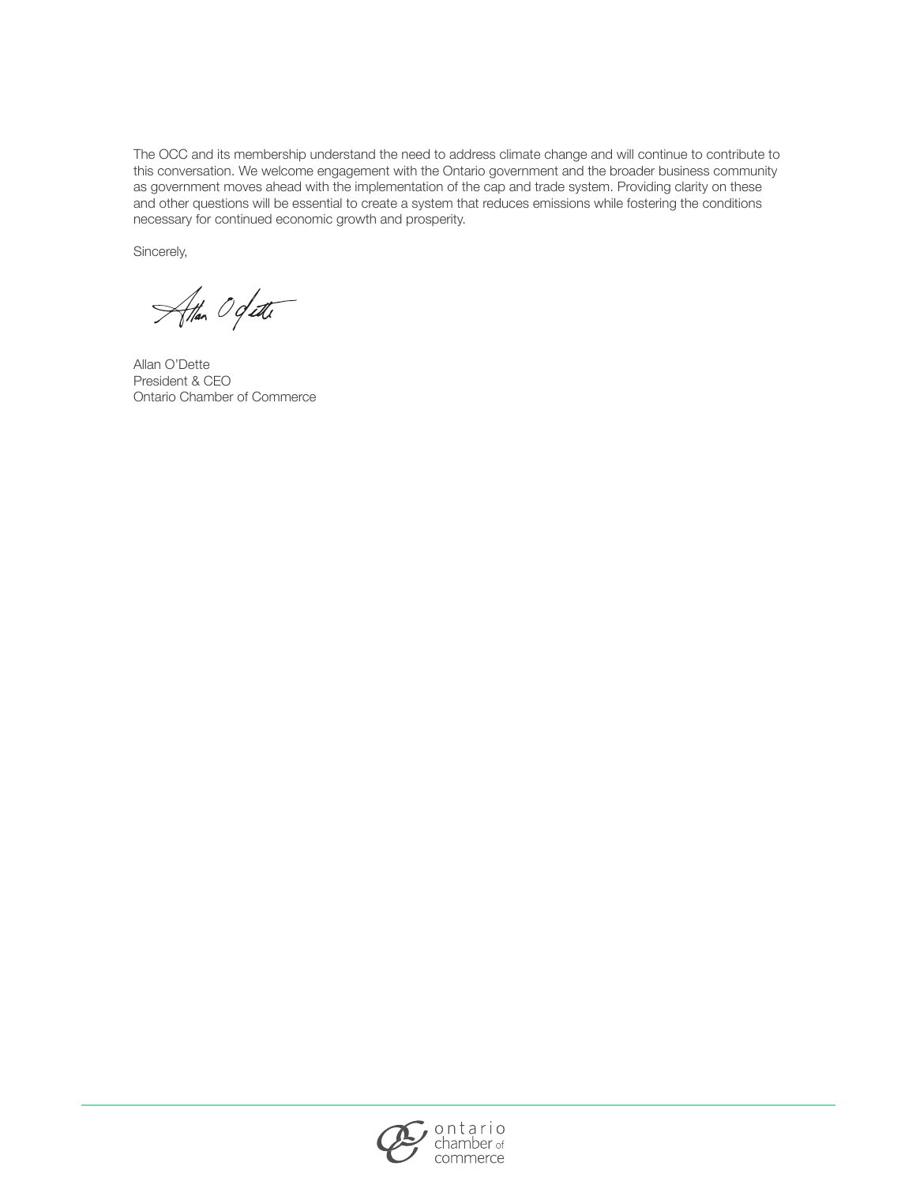The OCC and its membership understand the need to address climate change and will continue to contribute to this conversation. We welcome engagement with the Ontario government and the broader business community as government moves ahead with the implementation of the cap and trade system. Providing clarity on these and other questions will be essential to create a system that reduces emissions while fostering the conditions necessary for continued economic growth and prosperity.

Sincerely,

Allan O'Dette
President & CEO
Ontario Chamber of Commerce